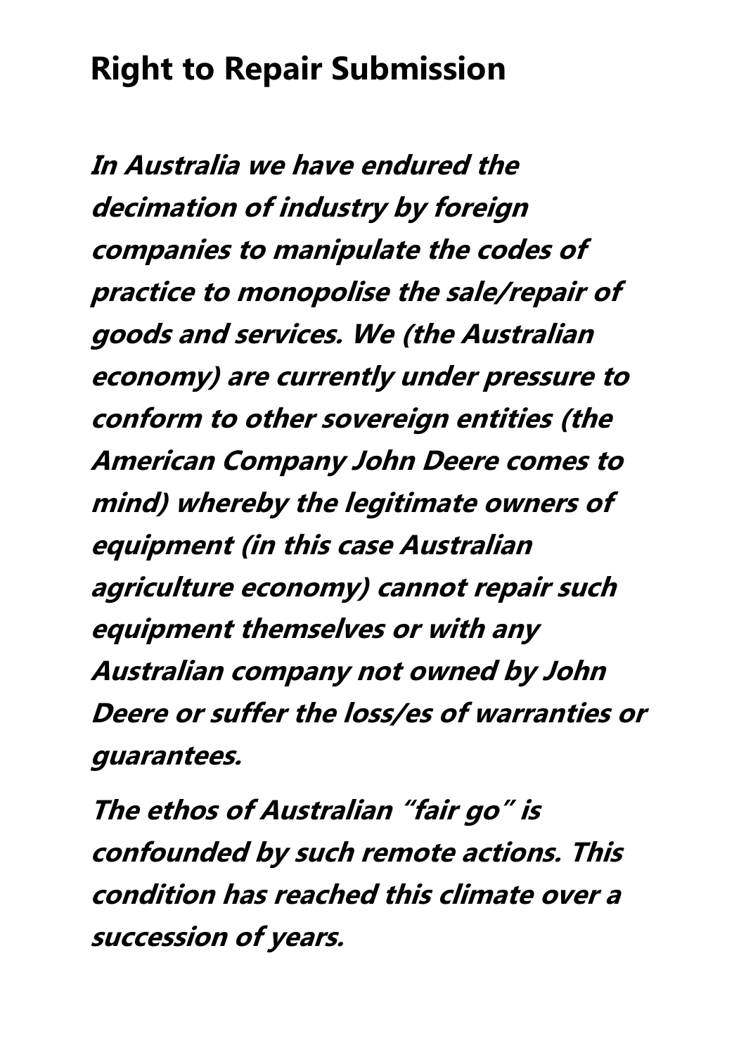# Right to Repair Submission

***In Australia we have endured the decimation of industry by foreign companies to manipulate the codes of practice to monopolise the sale/repair of goods and services. We (the Australian economy) are currently under pressure to conform to other sovereign entities (the American Company John Deere comes to mind) whereby the legitimate owners of equipment (in this case Australian agriculture economy) cannot repair such equipment themselves or with any Australian company not owned by John Deere or suffer the loss/es of warranties or guarantees.***

***The ethos of Australian "fair go" is confounded by such remote actions. This condition has reached this climate over a succession of years.***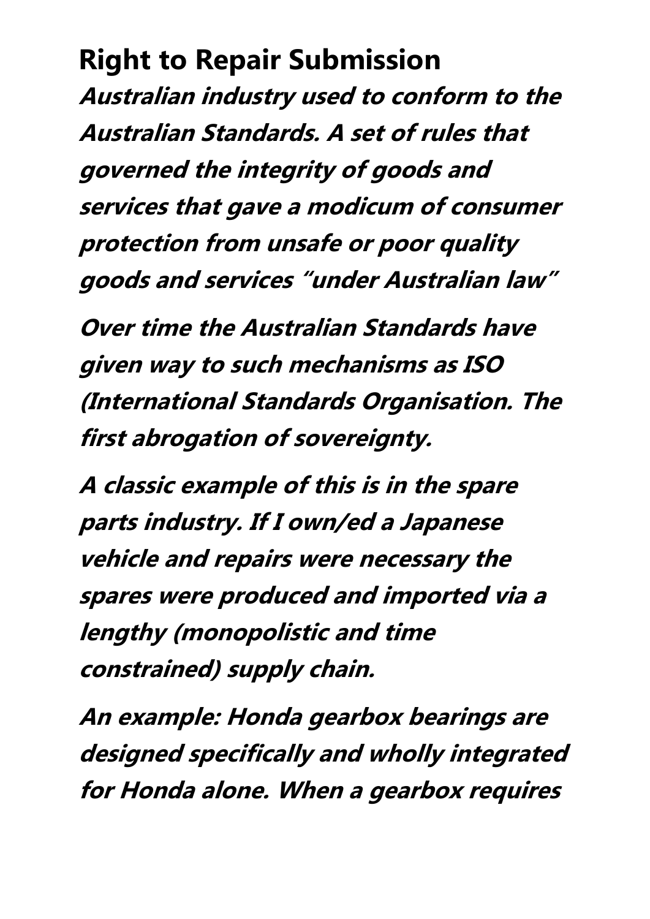# Right to Repair Submission

***Australian industry used to conform to the Australian Standards. A set of rules that governed the integrity of goods and services that gave a modicum of consumer protection from unsafe or poor quality goods and services "under Australian law"***

***Over time the Australian Standards have given way to such mechanisms as ISO (International Standards Organisation. The first abrogation of sovereignty.***

***A classic example of this is in the spare parts industry. If I own/ed a Japanese vehicle and repairs were necessary the spares were produced and imported via a lengthy (monopolistic and time constrained) supply chain.***

***An example: Honda gearbox bearings are designed specifically and wholly integrated for Honda alone. When a gearbox requires***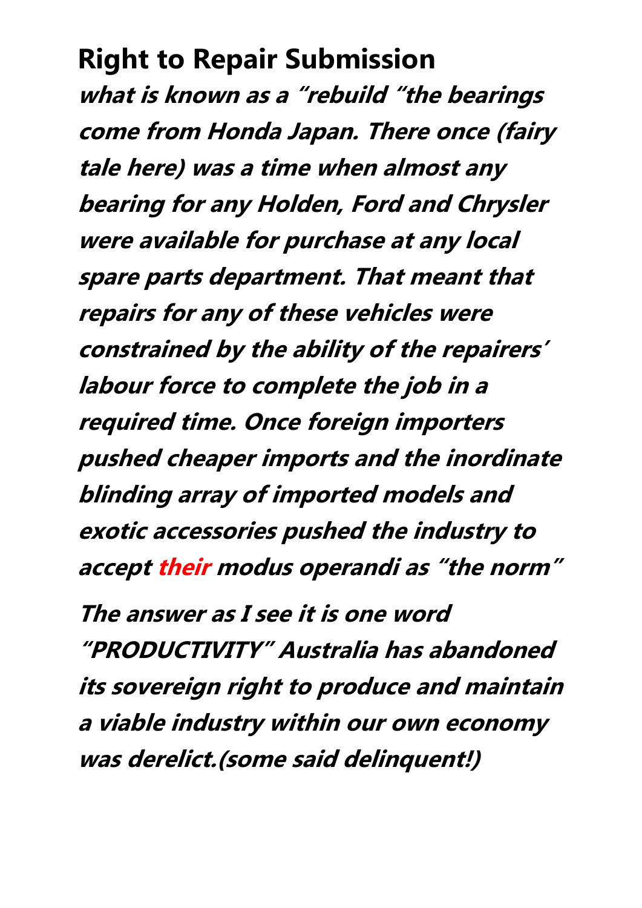## Right to Repair Submission

***what is known as a "rebuild "the bearings come from Honda Japan. There once (fairy tale here) was a time when almost any bearing for any Holden, Ford and Chrysler were available for purchase at any local spare parts department. That meant that repairs for any of these vehicles were constrained by the ability of the repairers' labour force to complete the job in a required time. Once foreign importers pushed cheaper imports and the inordinate blinding array of imported models and exotic accessories pushed the industry to accept their modus operandi as "the norm"***

***The answer as I see it is one word "PRODUCTIVITY" Australia has abandoned its sovereign right to produce and maintain a viable industry within our own economy was derelict.(some said delinquent!)***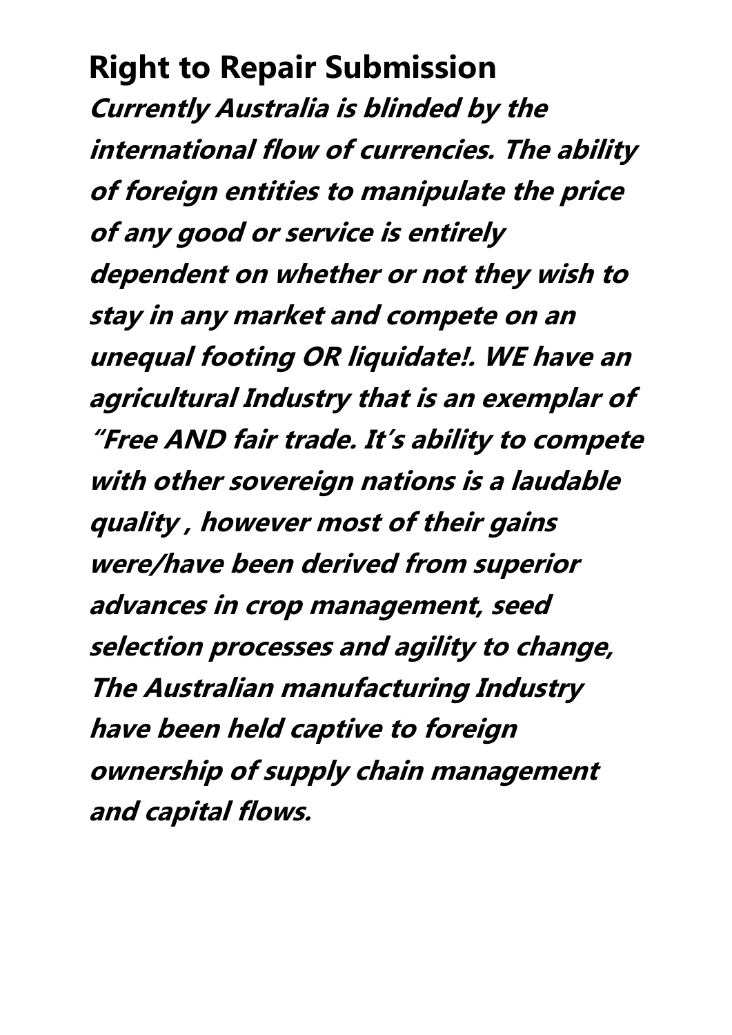## Right to Repair Submission

***Currently Australia is blinded by the international flow of currencies. The ability of foreign entities to manipulate the price of any good or service is entirely dependent on whether or not they wish to stay in any market and compete on an unequal footing OR liquidate!. WE have an agricultural Industry that is an exemplar of "Free AND fair trade. It's ability to compete with other sovereign nations is a laudable quality , however most of their gains were/have been derived from superior advances in crop management, seed selection processes and agility to change, The Australian manufacturing Industry have been held captive to foreign ownership of supply chain management and capital flows.***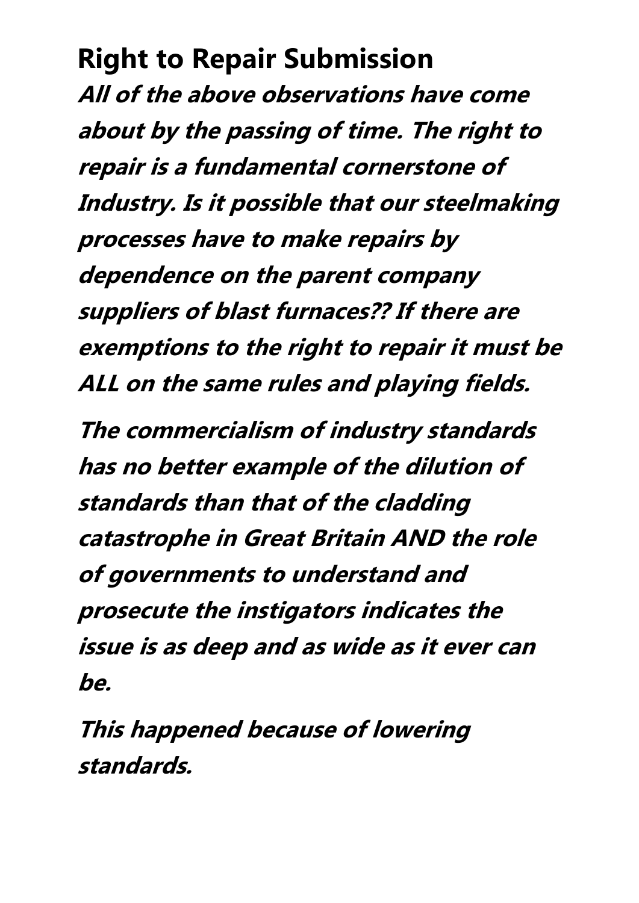## Right to Repair Submission

***All of the above observations have come about by the passing of time. The right to repair is a fundamental cornerstone of Industry. Is it possible that our steelmaking processes have to make repairs by dependence on the parent company suppliers of blast furnaces?? If there are exemptions to the right to repair it must be ALL on the same rules and playing fields.***

***The commercialism of industry standards has no better example of the dilution of standards than that of the cladding catastrophe in Great Britain AND the role of governments to understand and prosecute the instigators indicates the issue is as deep and as wide as it ever can be.***

***This happened because of lowering standards.***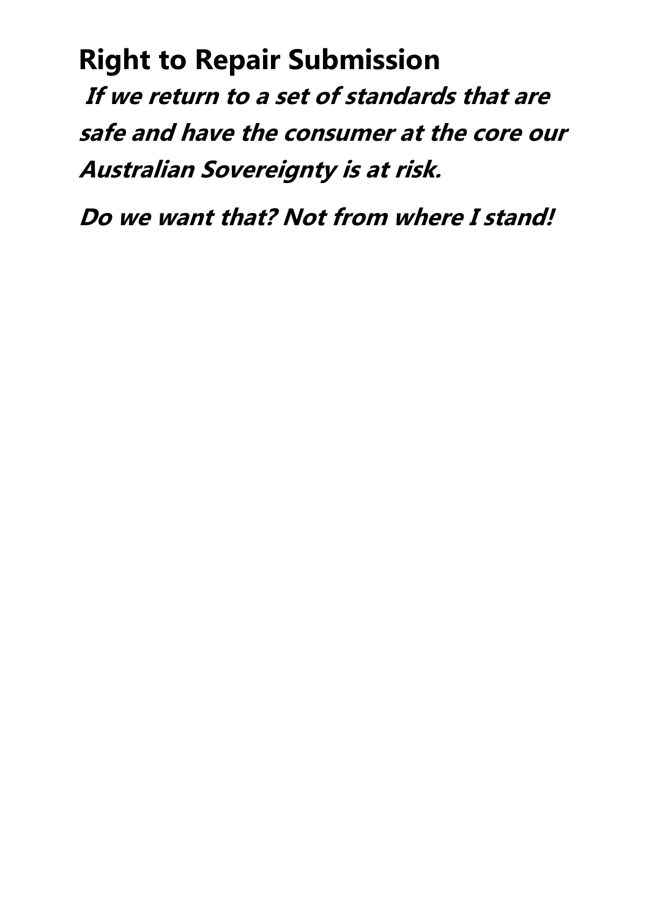# Right to Repair Submission

***If we return to a set of standards that are safe and have the consumer at the core our Australian Sovereignty is at risk.***

***Do we want that? Not from where I stand!***